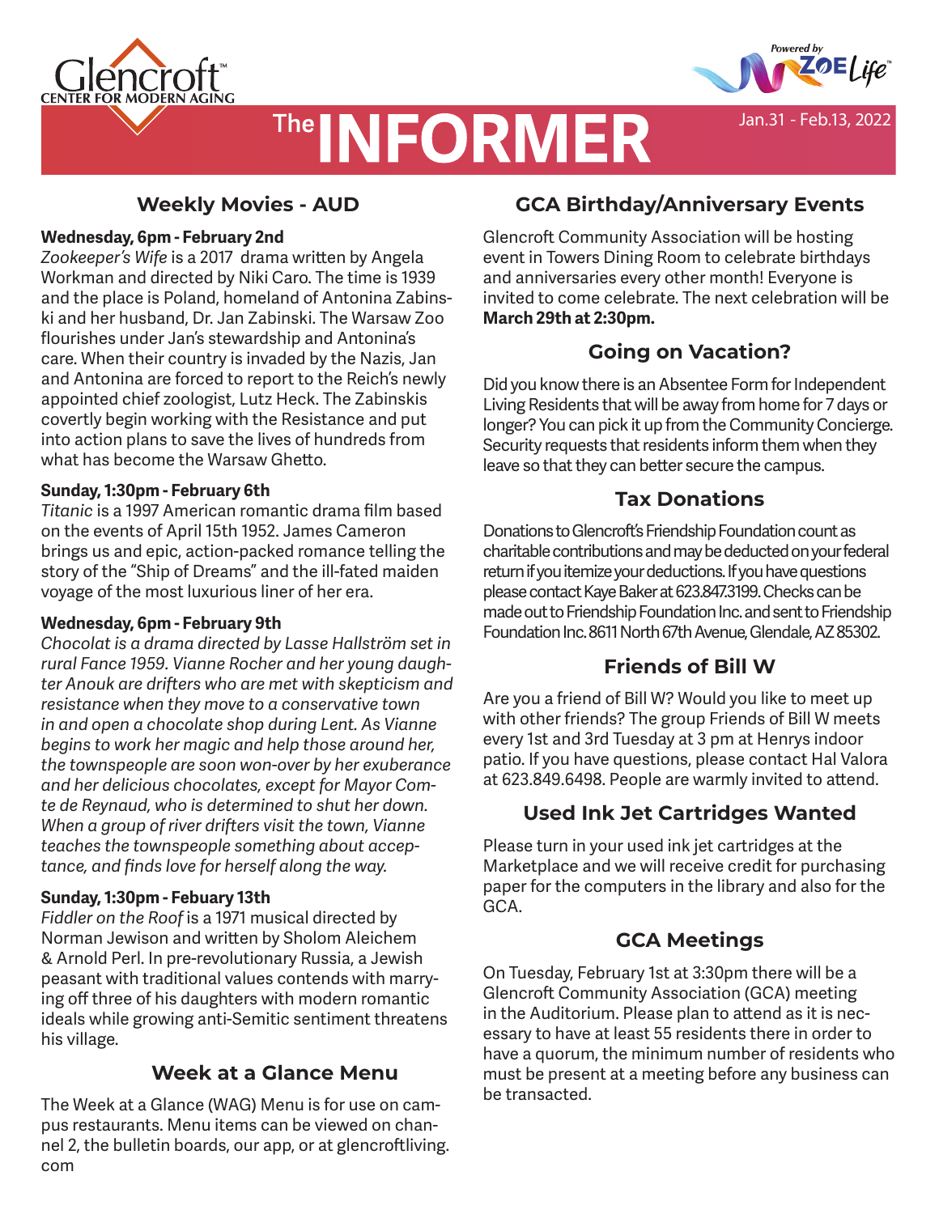# The INFORMER

Jan.31 - Feb.13, 2022

## Weekly Movies - AUD

**Wednesday, 6pm - February 2nd**
*Zookeeper's Wife* is a 2017 drama written by Angela Workman and directed by Niki Caro. The time is 1939 and the place is Poland, homeland of Antonina Zabinski and her husband, Dr. Jan Zabinski. The Warsaw Zoo flourishes under Jan's stewardship and Antonina's care. When their country is invaded by the Nazis, Jan and Antonina are forced to report to the Reich's newly appointed chief zoologist, Lutz Heck. The Zabinskis covertly begin working with the Resistance and put into action plans to save the lives of hundreds from what has become the Warsaw Ghetto.

**Sunday, 1:30pm - February 6th**
*Titanic* is a 1997 American romantic drama film based on the events of April 15th 1952. James Cameron brings us and epic, action-packed romance telling the story of the "Ship of Dreams" and the ill-fated maiden voyage of the most luxurious liner of her era.

**Wednesday, 6pm - February 9th**
*Chocolat is a drama directed by Lasse Hallström set in rural Fance 1959. Vianne Rocher and her young daughter Anouk are drifters who are met with skepticism and resistance when they move to a conservative town in and open a chocolate shop during Lent. As Vianne begins to work her magic and help those around her, the townspeople are soon won-over by her exuberance and her delicious chocolates, except for Mayor Comte de Reynaud, who is determined to shut her down. When a group of river drifters visit the town, Vianne teaches the townspeople something about acceptance, and finds love for herself along the way.*

**Sunday, 1:30pm - Febuary 13th**
*Fiddler on the Roof* is a 1971 musical directed by Norman Jewison and written by Sholom Aleichem & Arnold Perl. In pre-revolutionary Russia, a Jewish peasant with traditional values contends with marrying off three of his daughters with modern romantic ideals while growing anti-Semitic sentiment threatens his village.

## Week at a Glance Menu

The Week at a Glance (WAG) Menu is for use on campus restaurants. Menu items can be viewed on channel 2, the bulletin boards, our app, or at glencroftliving.com

## GCA Birthday/Anniversary Events

Glencroft Community Association will be hosting event in Towers Dining Room to celebrate birthdays and anniversaries every other month! Everyone is invited to come celebrate. The next celebration will be **March 29th at 2:30pm.**

## Going on Vacation?

Did you know there is an Absentee Form for Independent Living Residents that will be away from home for 7 days or longer? You can pick it up from the Community Concierge. Security requests that residents inform them when they leave so that they can better secure the campus.

## Tax Donations

Donations to Glencroft's Friendship Foundation count as charitable contributions and may be deducted on your federal return if you itemize your deductions. If you have questions please contact Kaye Baker at 623.847.3199. Checks can be made out to Friendship Foundation Inc. and sent to Friendship Foundation Inc. 8611 North 67th Avenue, Glendale, AZ 85302.

## Friends of Bill W

Are you a friend of Bill W? Would you like to meet up with other friends? The group Friends of Bill W meets every 1st and 3rd Tuesday at 3 pm at Henrys indoor patio. If you have questions, please contact Hal Valora at 623.849.6498. People are warmly invited to attend.

## Used Ink Jet Cartridges Wanted

Please turn in your used ink jet cartridges at the Marketplace and we will receive credit for purchasing paper for the computers in the library and also for the GCA.

## GCA Meetings

On Tuesday, February 1st at 3:30pm there will be a Glencroft Community Association (GCA) meeting in the Auditorium. Please plan to attend as it is necessary to have at least 55 residents there in order to have a quorum, the minimum number of residents who must be present at a meeting before any business can be transacted.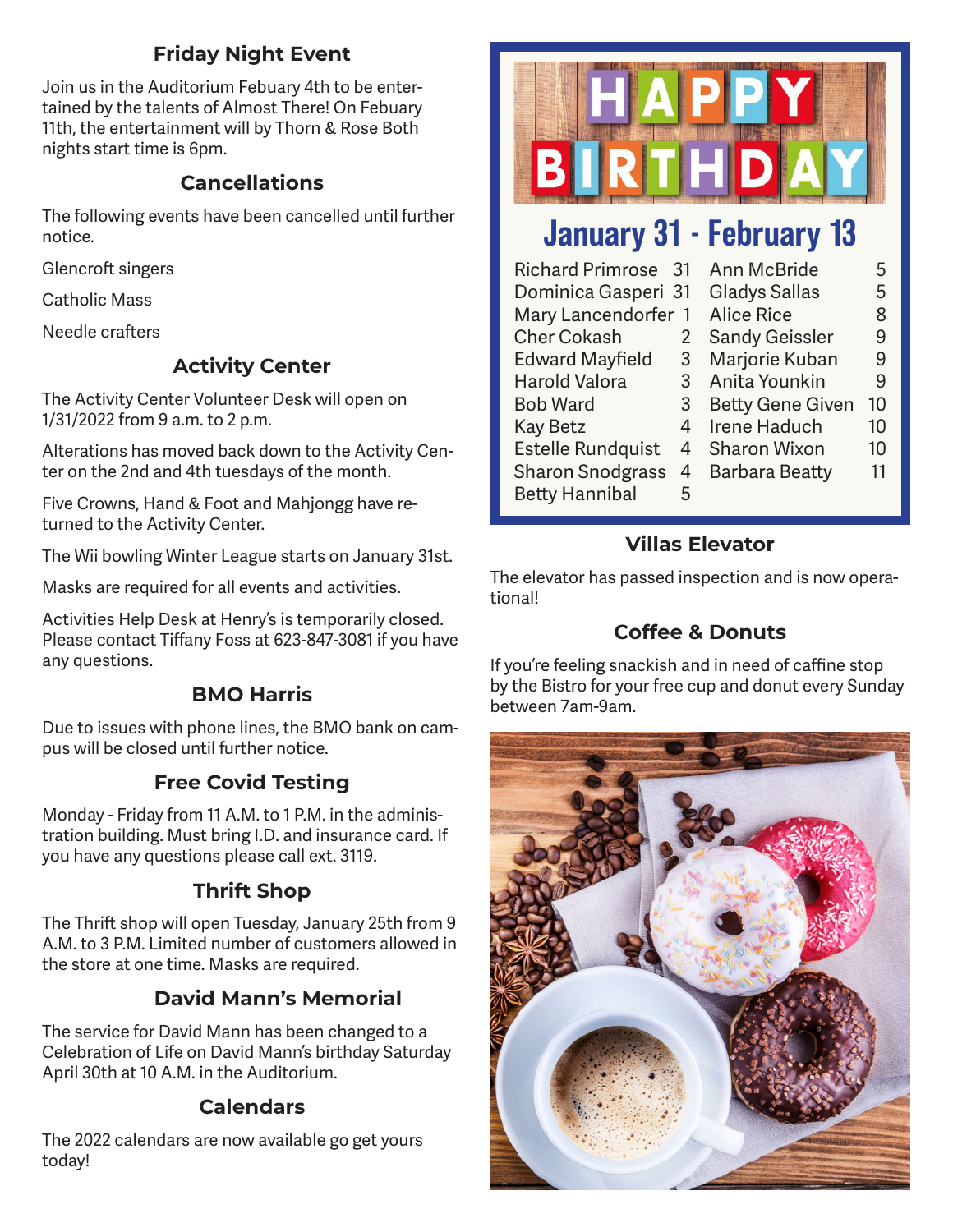## Friday Night Event

Join us in the Auditorium Febuary 4th to be entertained by the talents of Almost There! On Febuary 11th, the entertainment will by Thorn & Rose Both nights start time is 6pm.

## Cancellations

The following events have been cancelled until further notice.

Glencroft singers

Catholic Mass

Needle crafters

## Activity Center

The Activity Center Volunteer Desk will open on 1/31/2022 from 9 a.m. to 2 p.m.

Alterations has moved back down to the Activity Center on the 2nd and 4th tuesdays of the month.

Five Crowns, Hand & Foot and Mahjongg have returned to the Activity Center.

The Wii bowling Winter League starts on January 31st.

Masks are required for all events and activities.

Activities Help Desk at Henry's is temporarily closed. Please contact Tiffany Foss at 623-847-3081 if you have any questions.

## BMO Harris

Due to issues with phone lines, the BMO bank on campus will be closed until further notice.

## Free Covid Testing

Monday - Friday from 11 A.M. to 1 P.M. in the administration building. Must bring I.D. and insurance card. If you have any questions please call ext. 3119.

## Thrift Shop

The Thrift shop will open Tuesday, January 25th from 9 A.M. to 3 P.M. Limited number of customers allowed in the store at one time. Masks are required.

## David Mann's Memorial

The service for David Mann has been changed to a Celebration of Life on David Mann's birthday Saturday April 30th at 10 A.M. in the Auditorium.

## Calendars

The 2022 calendars are now available go get yours today!

## HAPPY BIRTHDAY

### January 31 - February 13

| Name | Day | Name | Day |
|---|---|---|---|
| Richard Primrose | 31 | Ann McBride | 5 |
| Dominica Gasperi | 31 | Gladys Sallas | 5 |
| Mary Lancendorfer | 1 | Alice Rice | 8 |
| Cher Cokash | 2 | Sandy Geissler | 9 |
| Edward Mayfield | 3 | Marjorie Kuban | 9 |
| Harold Valora | 3 | Anita Younkin | 9 |
| Bob Ward | 3 | Betty Gene Given | 10 |
| Kay Betz | 4 | Irene Haduch | 10 |
| Estelle Rundquist | 4 | Sharon Wixon | 10 |
| Sharon Snodgrass | 4 | Barbara Beatty | 11 |
| Betty Hannibal | 5 | | |

## Villas Elevator

The elevator has passed inspection and is now operational!

## Coffee & Donuts

If you're feeling snackish and in need of caffine stop by the Bistro for your free cup and donut every Sunday between 7am-9am.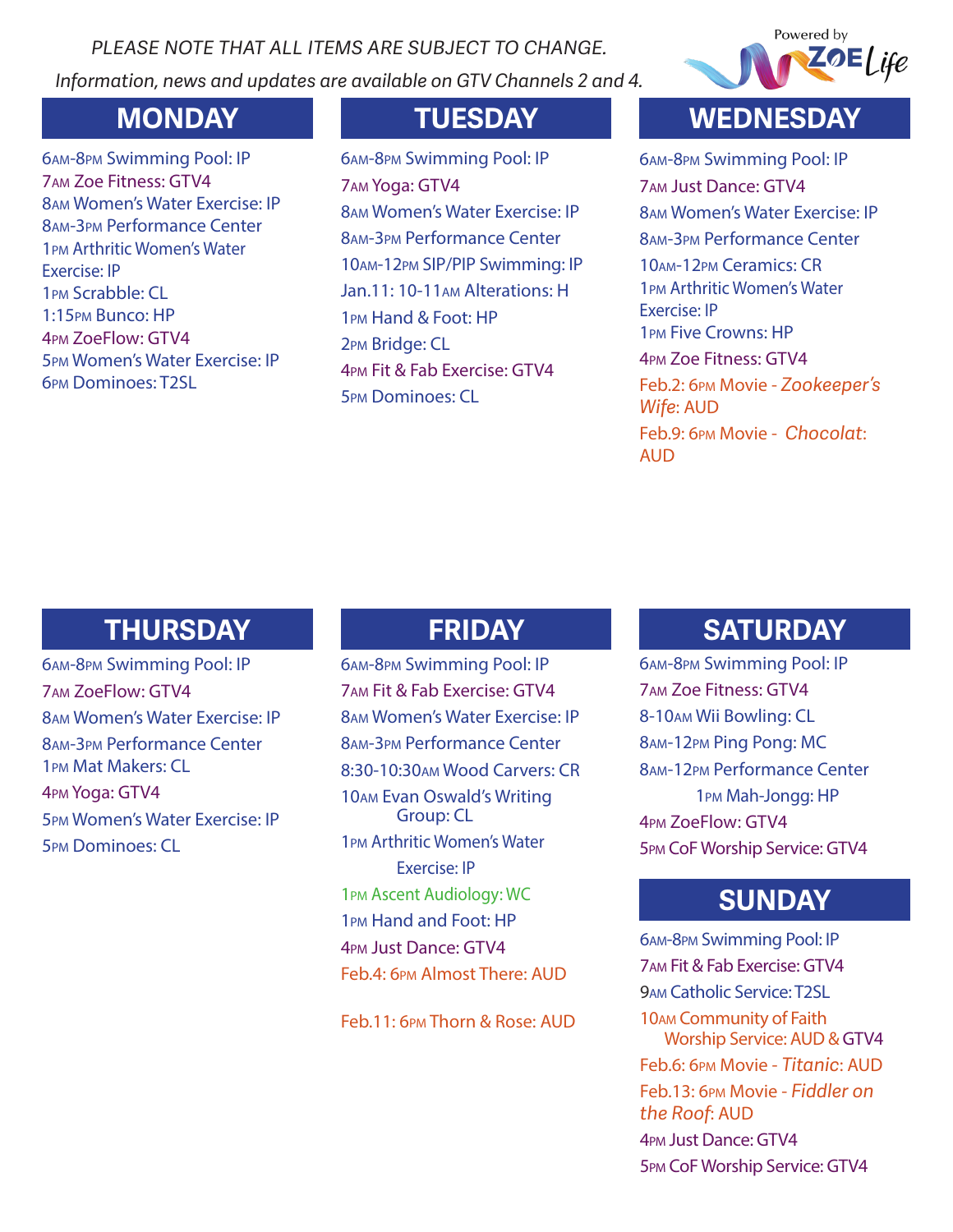*PLEASE NOTE THAT ALL ITEMS ARE SUBJECT TO CHANGE.*

*Information, news and updates are available on GTV Channels 2 and 4.*

Powered by ZOE Life

## MONDAY

6AM-8PM Swimming Pool: IP
7AM Zoe Fitness: GTV4
8AM Women's Water Exercise: IP
8AM-3PM Performance Center
1PM Arthritic Women's Water Exercise: IP
1PM Scrabble: CL
1:15PM Bunco: HP
4PM ZoeFlow: GTV4
5PM Women's Water Exercise: IP
6PM Dominoes: T2SL

## TUESDAY

6AM-8PM Swimming Pool: IP
7AM Yoga: GTV4
8AM Women's Water Exercise: IP
8AM-3PM Performance Center
10AM-12PM SIP/PIP Swimming: IP
Jan.11: 10-11AM Alterations: H
1PM Hand & Foot: HP
2PM Bridge: CL
4PM Fit & Fab Exercise: GTV4
5PM Dominoes: CL

## WEDNESDAY

6AM-8PM Swimming Pool: IP
7AM Just Dance: GTV4
8AM Women's Water Exercise: IP
8AM-3PM Performance Center
10AM-12PM Ceramics: CR
1PM Arthritic Women's Water Exercise: IP
1PM Five Crowns: HP
4PM Zoe Fitness: GTV4
Feb.2: 6PM Movie - *Zookeeper's Wife*: AUD
Feb.9: 6PM Movie - *Chocolat*: AUD

## THURSDAY

6AM-8PM Swimming Pool: IP
7AM ZoeFlow: GTV4
8AM Women's Water Exercise: IP
8AM-3PM Performance Center
1PM Mat Makers: CL
4PM Yoga: GTV4
5PM Women's Water Exercise: IP
5PM Dominoes: CL

## FRIDAY

6AM-8PM Swimming Pool: IP
7AM Fit & Fab Exercise: GTV4
8AM Women's Water Exercise: IP
8AM-3PM Performance Center
8:30-10:30AM Wood Carvers: CR
10AM Evan Oswald's Writing Group: CL
1PM Arthritic Women's Water Exercise: IP
1PM Ascent Audiology: WC
1PM Hand and Foot: HP
4PM Just Dance: GTV4
Feb.4: 6PM Almost There: AUD

Feb.11: 6PM Thorn & Rose: AUD

## SATURDAY

6AM-8PM Swimming Pool: IP
7AM Zoe Fitness: GTV4
8-10AM Wii Bowling: CL
8AM-12PM Ping Pong: MC
8AM-12PM Performance Center
1PM Mah-Jongg: HP
4PM ZoeFlow: GTV4
5PM CoF Worship Service: GTV4

## SUNDAY

6AM-8PM Swimming Pool: IP
7AM Fit & Fab Exercise: GTV4
9AM Catholic Service: T2SL
10AM Community of Faith Worship Service: AUD & GTV4
Feb.6: 6PM Movie - *Titanic*: AUD
Feb.13: 6PM Movie - *Fiddler on the Roof*: AUD
4PM Just Dance: GTV4
5PM CoF Worship Service: GTV4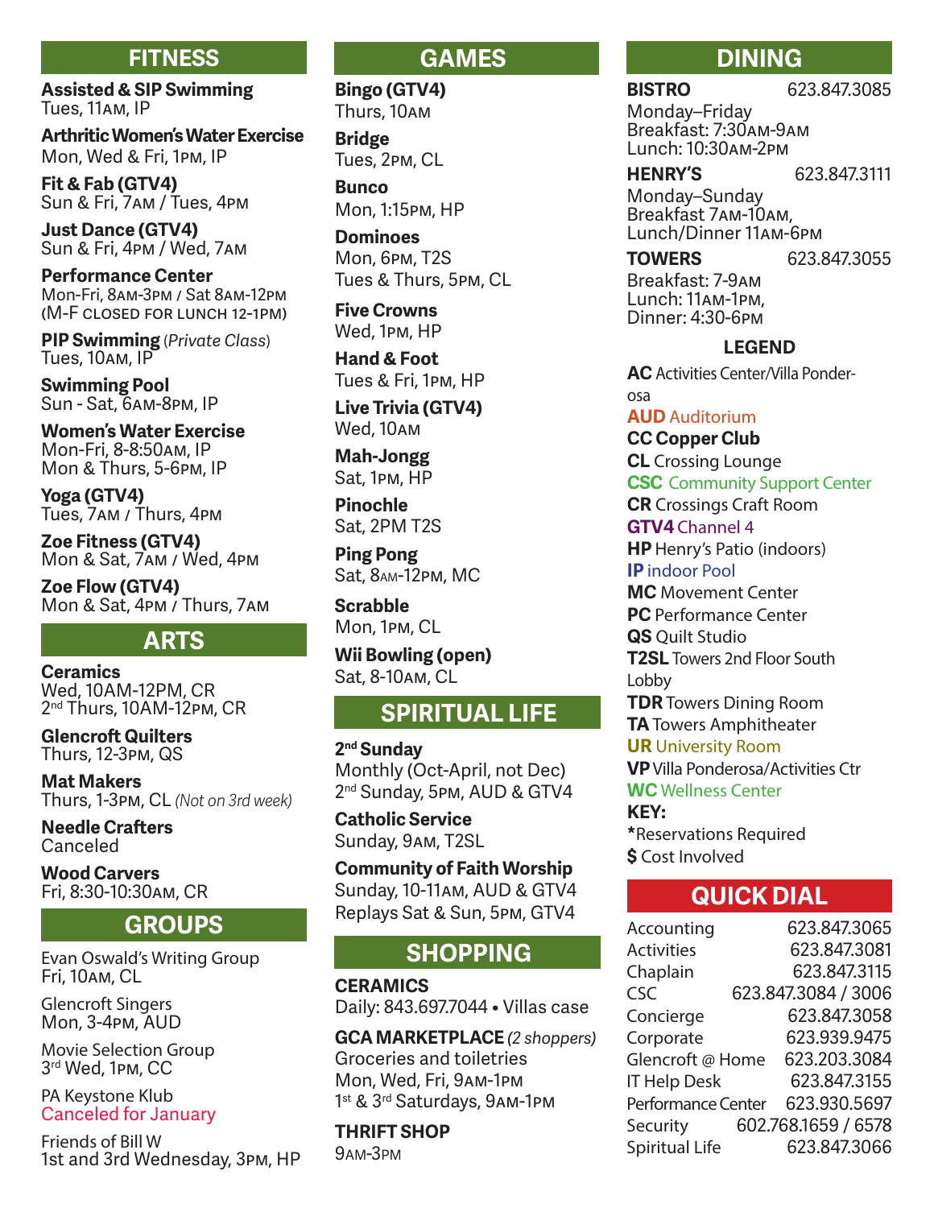## FITNESS

**Assisted & SIP Swimming**
Tues, 11AM, IP

**Arthritic Women's Water Exercise**
Mon, Wed & Fri, 1PM, IP

**Fit & Fab (GTV4)**
Sun & Fri, 7AM / Tues, 4PM

**Just Dance (GTV4)**
Sun & Fri, 4PM / Wed, 7AM

**Performance Center**
Mon-Fri, 8AM-3PM / Sat 8AM-12PM
(M-F CLOSED FOR LUNCH 12-1PM)

**PIP Swimming** (*Private Class*)
Tues, 10AM, IP

**Swimming Pool**
Sun - Sat, 6AM-8PM, IP

**Women's Water Exercise**
Mon-Fri, 8-8:50AM, IP
Mon & Thurs, 5-6PM, IP

**Yoga (GTV4)**
Tues, 7AM / Thurs, 4PM

**Zoe Fitness (GTV4)**
Mon & Sat, 7AM / Wed, 4PM

**Zoe Flow (GTV4)**
Mon & Sat, 4PM / Thurs, 7AM

## ARTS

**Ceramics**
Wed, 10AM-12PM, CR
2nd Thurs, 10AM-12PM, CR

**Glencroft Quilters**
Thurs, 12-3PM, QS

**Mat Makers**
Thurs, 1-3PM, CL *(Not on 3rd week)*

**Needle Crafters**
Canceled

**Wood Carvers**
Fri, 8:30-10:30AM, CR

## GROUPS

Evan Oswald's Writing Group
Fri, 10AM, CL

Glencroft Singers
Mon, 3-4PM, AUD

Movie Selection Group
3rd Wed, 1PM, CC

PA Keystone Klub
Canceled for January

Friends of Bill W
1st and 3rd Wednesday, 3PM, HP

## GAMES

**Bingo (GTV4)**
Thurs, 10AM

**Bridge**
Tues, 2PM, CL

**Bunco**
Mon, 1:15PM, HP

**Dominoes**
Mon, 6PM, T2S
Tues & Thurs, 5PM, CL

**Five Crowns**
Wed, 1PM, HP

**Hand & Foot**
Tues & Fri, 1PM, HP

**Live Trivia (GTV4)**
Wed, 10AM

**Mah-Jongg**
Sat, 1PM, HP

**Pinochle**
Sat, 2PM T2S

**Ping Pong**
Sat, 8AM-12PM, MC

**Scrabble**
Mon, 1PM, CL

**Wii Bowling (open)**
Sat, 8-10AM, CL

## SPIRITUAL LIFE

**2nd Sunday**
Monthly (Oct-April, not Dec)
2nd Sunday, 5PM, AUD & GTV4

**Catholic Service**
Sunday, 9AM, T2SL

**Community of Faith Worship**
Sunday, 10-11AM, AUD & GTV4
Replays Sat & Sun, 5PM, GTV4

## SHOPPING

**CERAMICS**
Daily: 843.697.7044 • Villas case

**GCA MARKETPLACE** *(2 shoppers)*
Groceries and toiletries
Mon, Wed, Fri, 9AM-1PM
1st & 3rd Saturdays, 9AM-1PM

**THRIFT SHOP**
9AM-3PM

## DINING

**BISTRO** 623.847.3085
Monday–Friday
Breakfast: 7:30AM-9AM
Lunch: 10:30AM-2PM

**HENRY'S** 623.847.3111
Monday–Sunday
Breakfast 7AM-10AM,
Lunch/Dinner 11AM-6PM

**TOWERS** 623.847.3055
Breakfast: 7-9AM
Lunch: 11AM-1PM,
Dinner: 4:30-6PM

### LEGEND

**AC** Activities Center/Villa Ponderosa
**AUD** Auditorium
**CC** Copper Club
**CL** Crossing Lounge
**CSC** Community Support Center
**CR** Crossings Craft Room
**GTV4** Channel 4
**HP** Henry's Patio (indoors)
**IP** indoor Pool
**MC** Movement Center
**PC** Performance Center
**QS** Quilt Studio
**T2SL** Towers 2nd Floor South Lobby
**TDR** Towers Dining Room
**TA** Towers Amphitheater
**UR** University Room
**VP** Villa Ponderosa/Activities Ctr
**WC** Wellness Center

**KEY:**
**\***Reservations Required
**$** Cost Involved

## QUICK DIAL

| | |
|---|---|
| Accounting | 623.847.3065 |
| Activities | 623.847.3081 |
| Chaplain | 623.847.3115 |
| CSC | 623.847.3084 / 3006 |
| Concierge | 623.847.3058 |
| Corporate | 623.939.9475 |
| Glencroft @ Home | 623.203.3084 |
| IT Help Desk | 623.847.3155 |
| Performance Center | 623.930.5697 |
| Security | 602.768.1659 / 6578 |
| Spiritual Life | 623.847.3066 |